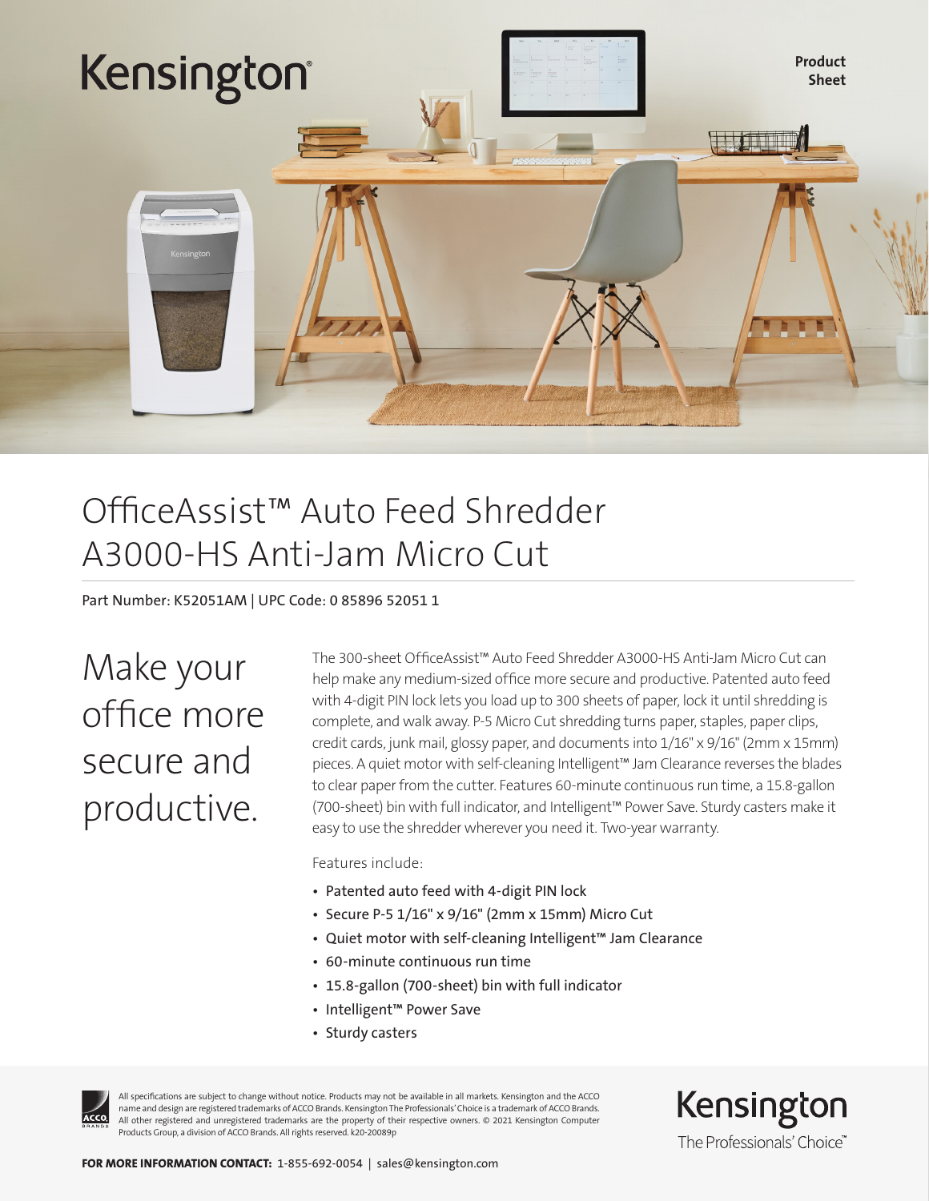Kensington®

**Product Sheet**

# OfficeAssist™ Auto Feed Shredder A3000-HS Anti-Jam Micro Cut

Part Number: K52051AM | UPC Code: 0 85896 52051 1

## Make your office more secure and productive.

The 300-sheet OfficeAssist™ Auto Feed Shredder A3000-HS Anti-Jam Micro Cut can help make any medium-sized office more secure and productive. Patented auto feed with 4-digit PIN lock lets you load up to 300 sheets of paper, lock it until shredding is complete, and walk away. P-5 Micro Cut shredding turns paper, staples, paper clips, credit cards, junk mail, glossy paper, and documents into 1/16" x 9/16" (2mm x 15mm) pieces. A quiet motor with self-cleaning Intelligent™ Jam Clearance reverses the blades to clear paper from the cutter. Features 60-minute continuous run time, a 15.8-gallon (700-sheet) bin with full indicator, and Intelligent™ Power Save. Sturdy casters make it easy to use the shredder wherever you need it. Two-year warranty.

Features include:

- Patented auto feed with 4-digit PIN lock
- Secure P-5 1/16" x 9/16" (2mm x 15mm) Micro Cut
- Quiet motor with self-cleaning Intelligent™ Jam Clearance
- 60-minute continuous run time
- 15.8-gallon (700-sheet) bin with full indicator
- Intelligent™ Power Save
- Sturdy casters

All specifications are subject to change without notice. Products may not be available in all markets. Kensington and the ACCO name and design are registered trademarks of ACCO Brands. Kensington The Professionals' Choice is a trademark of ACCO Brands. All other registered and unregistered trademarks are the property of their respective owners. © 2021 Kensington Computer Products Group, a division of ACCO Brands. All rights reserved. k20-20089p

Kensington — The Professionals' Choice™

**FOR MORE INFORMATION CONTACT:** 1-855-692-0054 | sales@kensington.com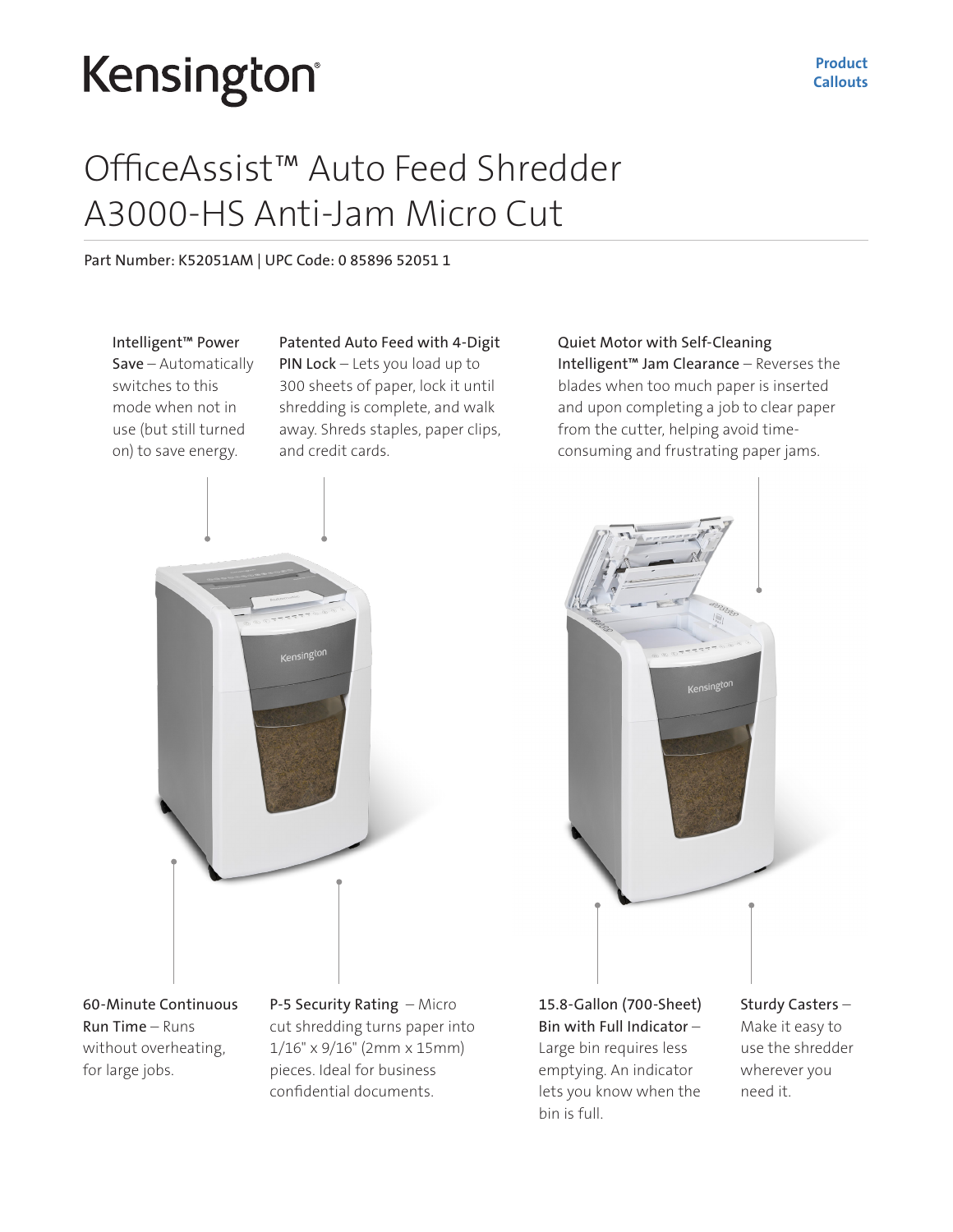# Kensington

**Product Callouts**

## OfficeAssist™ Auto Feed Shredder A3000-HS Anti-Jam Micro Cut

Part Number: K52051AM | UPC Code: 0 85896 52051 1

**Intelligent™ Power Save** – Automatically switches to this mode when not in use (but still turned on) to save energy.

**Patented Auto Feed with 4-Digit PIN Lock** – Lets you load up to 300 sheets of paper, lock it until shredding is complete, and walk away. Shreds staples, paper clips, and credit cards.

**Quiet Motor with Self-Cleaning Intelligent™ Jam Clearance** – Reverses the blades when too much paper is inserted and upon completing a job to clear paper from the cutter, helping avoid time-consuming and frustrating paper jams.

**60-Minute Continuous Run Time** – Runs without overheating, for large jobs.

**P-5 Security Rating** – Micro cut shredding turns paper into 1/16" x 9/16" (2mm x 15mm) pieces. Ideal for business confidential documents.

**15.8-Gallon (700-Sheet) Bin with Full Indicator** – Large bin requires less emptying. An indicator lets you know when the bin is full.

**Sturdy Casters** – Make it easy to use the shredder wherever you need it.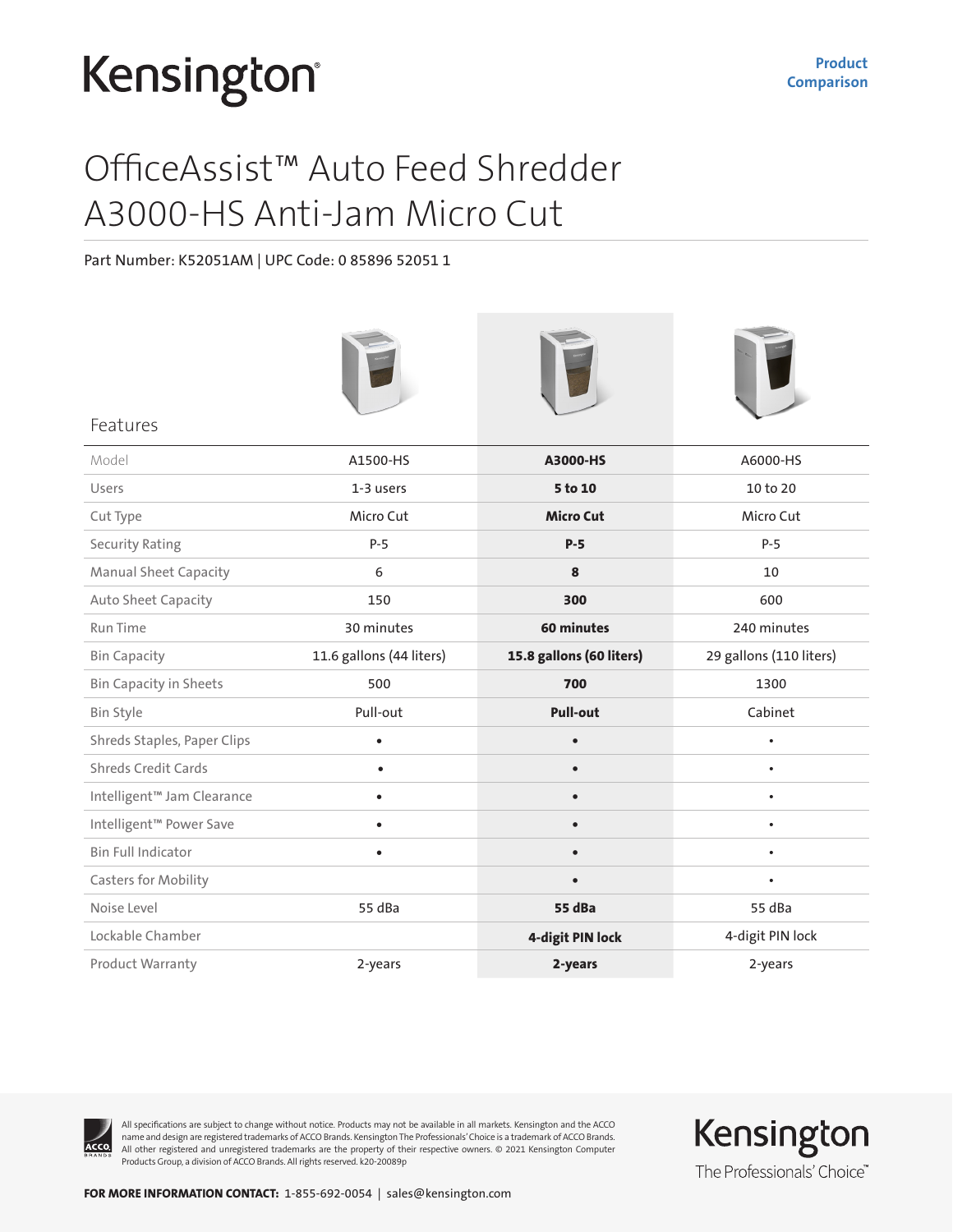Kensington

**Product Comparison**

# OfficeAssist™ Auto Feed Shredder A3000-HS Anti-Jam Micro Cut

Part Number: K52051AM | UPC Code: 0 85896 52051 1

| Features | | | |
|---|---|---|---|
| Model | A1500-HS | **A3000-HS** | A6000-HS |
| Users | 1-3 users | **5 to 10** | 10 to 20 |
| Cut Type | Micro Cut | **Micro Cut** | Micro Cut |
| Security Rating | P-5 | **P-5** | P-5 |
| Manual Sheet Capacity | 6 | **8** | 10 |
| Auto Sheet Capacity | 150 | **300** | 600 |
| Run Time | 30 minutes | **60 minutes** | 240 minutes |
| Bin Capacity | 11.6 gallons (44 liters) | **15.8 gallons (60 liters)** | 29 gallons (110 liters) |
| Bin Capacity in Sheets | 500 | **700** | 1300 |
| Bin Style | Pull-out | **Pull-out** | Cabinet |
| Shreds Staples, Paper Clips | • | • | • |
| Shreds Credit Cards | • | • | • |
| Intelligent™ Jam Clearance | • | • | • |
| Intelligent™ Power Save | • | • | • |
| Bin Full Indicator | • | • | • |
| Casters for Mobility | | • | • |
| Noise Level | 55 dBa | **55 dBa** | 55 dBa |
| Lockable Chamber | | **4-digit PIN lock** | 4-digit PIN lock |
| Product Warranty | 2-years | **2-years** | 2-years |

All specifications are subject to change without notice. Products may not be available in all markets. Kensington and the ACCO name and design are registered trademarks of ACCO Brands. Kensington The Professionals' Choice is a trademark of ACCO Brands. All other registered and unregistered trademarks are the property of their respective owners. © 2021 Kensington Computer Products Group, a division of ACCO Brands. All rights reserved. k20-20089p

Kensington
The Professionals' Choice™

**FOR MORE INFORMATION CONTACT:** 1-855-692-0054 | sales@kensington.com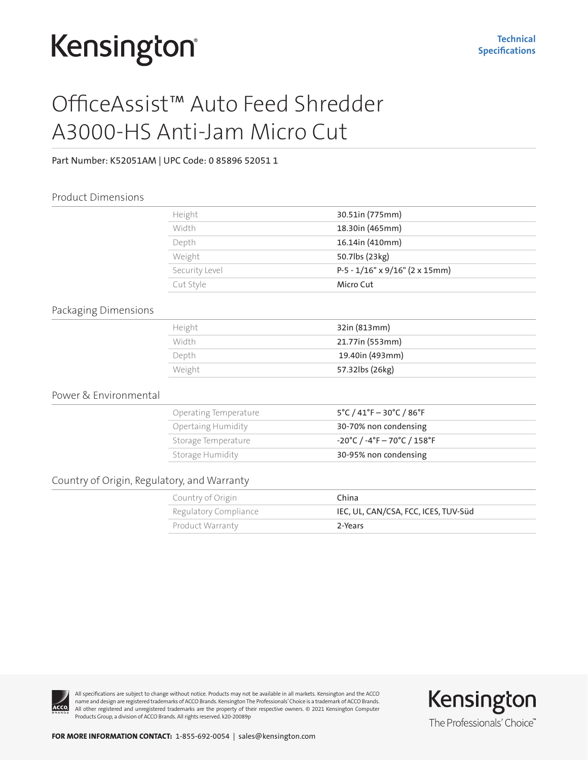Kensington

**Technical Specifications**

# OfficeAssist™ Auto Feed Shredder A3000-HS Anti-Jam Micro Cut

Part Number: K52051AM | UPC Code: 0 85896 52051 1

## Product Dimensions

| | |
|---|---|
| Height | 30.51in (775mm) |
| Width | 18.30in (465mm) |
| Depth | 16.14in (410mm) |
| Weight | 50.7lbs (23kg) |
| Security Level | P-5 - 1/16" x 9/16" (2 x 15mm) |
| Cut Style | Micro Cut |

## Packaging Dimensions

| | |
|---|---|
| Height | 32in (813mm) |
| Width | 21.77in (553mm) |
| Depth | 19.40in (493mm) |
| Weight | 57.32lbs (26kg) |

## Power & Environmental

| | |
|---|---|
| Operating Temperature | 5°C / 41°F – 30°C / 86°F |
| Opertaing Humidity | 30-70% non condensing |
| Storage Temperature | -20°C / -4°F – 70°C / 158°F |
| Storage Humidity | 30-95% non condensing |

## Country of Origin, Regulatory, and Warranty

| | |
|---|---|
| Country of Origin | China |
| Regulatory Compliance | IEC, UL, CAN/CSA, FCC, ICES, TUV-Süd |
| Product Warranty | 2-Years |

All specifications are subject to change without notice. Products may not be available in all markets. Kensington and the ACCO name and design are registered trademarks of ACCO Brands. Kensington The Professionals' Choice is a trademark of ACCO Brands. All other registered and unregistered trademarks are the property of their respective owners. © 2021 Kensington Computer Products Group, a division of ACCO Brands. All rights reserved. k20-20089p

Kensington
The Professionals' Choice™

**FOR MORE INFORMATION CONTACT:** 1-855-692-0054 | sales@kensington.com